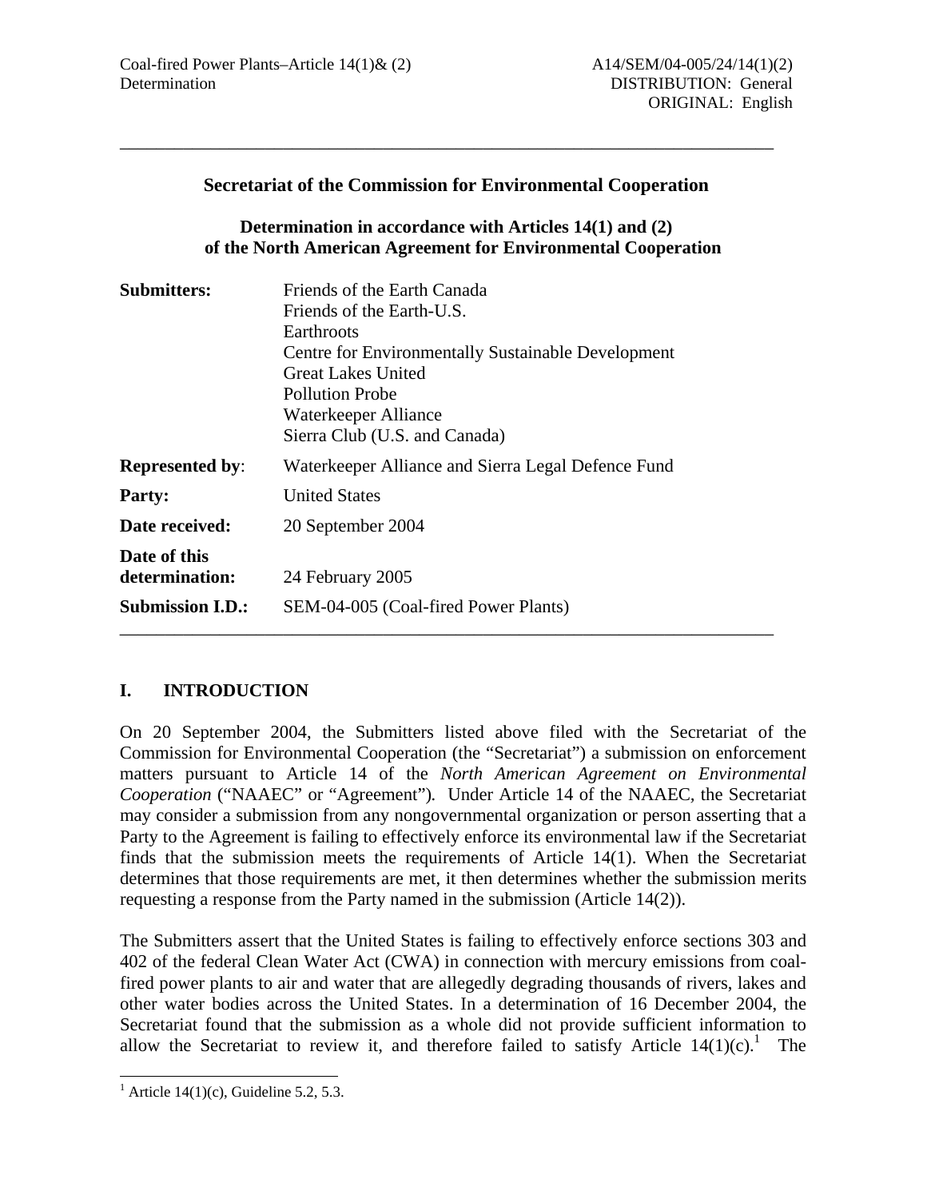Coal-fired Power Plants–Article 14(1)& (2)
Determination

A14/SEM/04-005/24/14(1)(2)
DISTRIBUTION: General
ORIGINAL: English

---

**Secretariat of the Commission for Environmental Cooperation**

**Determination in accordance with Articles 14(1) and (2) of the North American Agreement for Environmental Cooperation**

| | |
|---|---|
| **Submitters:** | Friends of the Earth Canada<br>Friends of the Earth-U.S.<br>Earthroots<br>Centre for Environmentally Sustainable Development<br>Great Lakes United<br>Pollution Probe<br>Waterkeeper Alliance<br>Sierra Club (U.S. and Canada) |
| **Represented by**: | Waterkeeper Alliance and Sierra Legal Defence Fund |
| **Party:** | United States |
| **Date received:** | 20 September 2004 |
| **Date of this determination:** | 24 February 2005 |
| **Submission I.D.:** | SEM-04-005 (Coal-fired Power Plants) |

---

## I. INTRODUCTION

On 20 September 2004, the Submitters listed above filed with the Secretariat of the Commission for Environmental Cooperation (the "Secretariat") a submission on enforcement matters pursuant to Article 14 of the *North American Agreement on Environmental Cooperation* ("NAAEC" or "Agreement"). Under Article 14 of the NAAEC, the Secretariat may consider a submission from any nongovernmental organization or person asserting that a Party to the Agreement is failing to effectively enforce its environmental law if the Secretariat finds that the submission meets the requirements of Article 14(1). When the Secretariat determines that those requirements are met, it then determines whether the submission merits requesting a response from the Party named in the submission (Article 14(2)).

The Submitters assert that the United States is failing to effectively enforce sections 303 and 402 of the federal Clean Water Act (CWA) in connection with mercury emissions from coal-fired power plants to air and water that are allegedly degrading thousands of rivers, lakes and other water bodies across the United States. In a determination of 16 December 2004, the Secretariat found that the submission as a whole did not provide sufficient information to allow the Secretariat to review it, and therefore failed to satisfy Article 14(1)(c).[1] The

---

[1] Article 14(1)(c), Guideline 5.2, 5.3.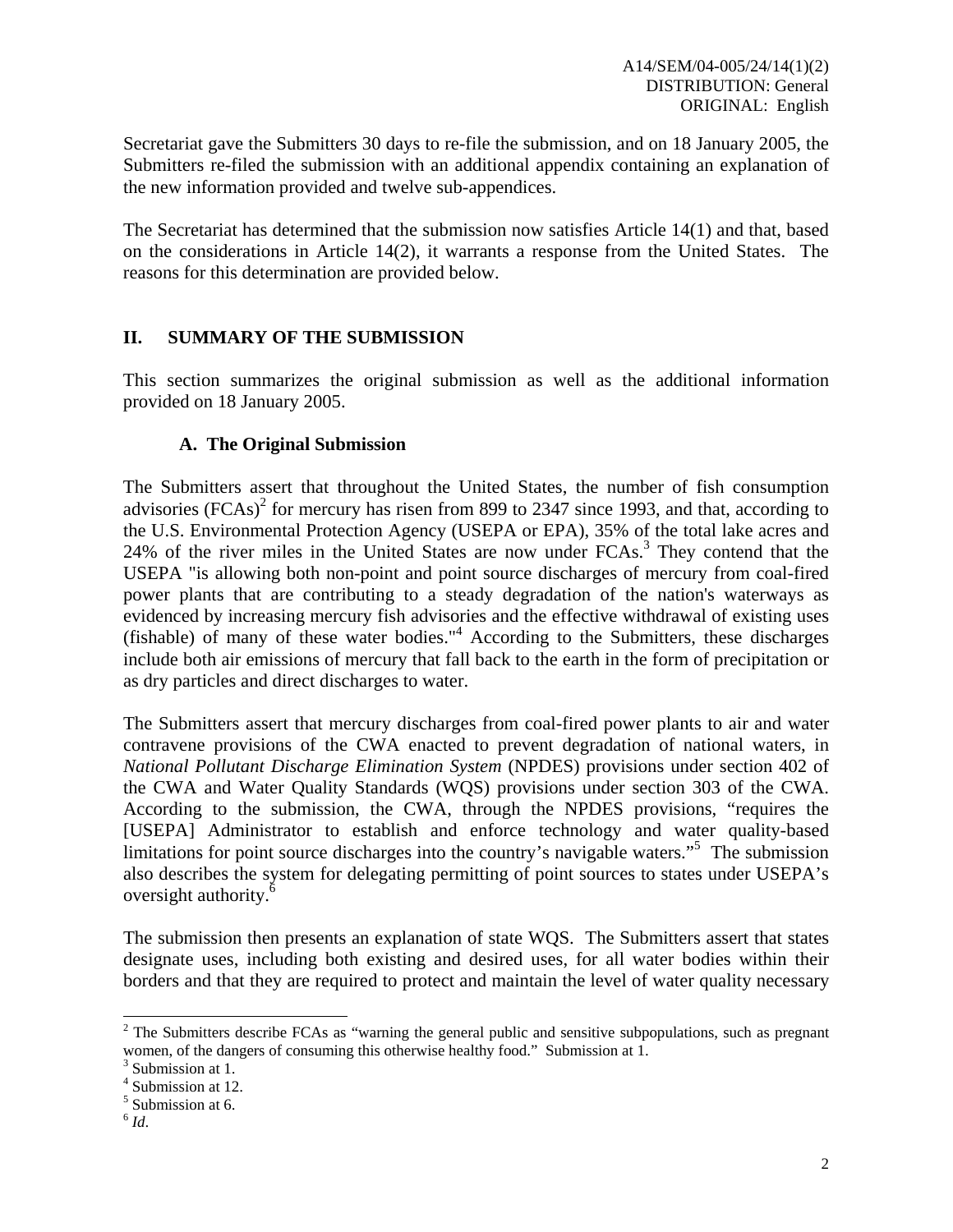Secretariat gave the Submitters 30 days to re-file the submission, and on 18 January 2005, the Submitters re-filed the submission with an additional appendix containing an explanation of the new information provided and twelve sub-appendices.

The Secretariat has determined that the submission now satisfies Article 14(1) and that, based on the considerations in Article 14(2), it warrants a response from the United States. The reasons for this determination are provided below.

## II. SUMMARY OF THE SUBMISSION

This section summarizes the original submission as well as the additional information provided on 18 January 2005.

### A. The Original Submission

The Submitters assert that throughout the United States, the number of fish consumption advisories (FCAs)[2] for mercury has risen from 899 to 2347 since 1993, and that, according to the U.S. Environmental Protection Agency (USEPA or EPA), 35% of the total lake acres and 24% of the river miles in the United States are now under FCAs.[3] They contend that the USEPA "is allowing both non-point and point source discharges of mercury from coal-fired power plants that are contributing to a steady degradation of the nation's waterways as evidenced by increasing mercury fish advisories and the effective withdrawal of existing uses (fishable) of many of these water bodies."[4] According to the Submitters, these discharges include both air emissions of mercury that fall back to the earth in the form of precipitation or as dry particles and direct discharges to water.

The Submitters assert that mercury discharges from coal-fired power plants to air and water contravene provisions of the CWA enacted to prevent degradation of national waters, in *National Pollutant Discharge Elimination System* (NPDES) provisions under section 402 of the CWA and Water Quality Standards (WQS) provisions under section 303 of the CWA. According to the submission, the CWA, through the NPDES provisions, "requires the [USEPA] Administrator to establish and enforce technology and water quality-based limitations for point source discharges into the country's navigable waters."[5] The submission also describes the system for delegating permitting of point sources to states under USEPA's oversight authority.[6]

The submission then presents an explanation of state WQS. The Submitters assert that states designate uses, including both existing and desired uses, for all water bodies within their borders and that they are required to protect and maintain the level of water quality necessary

---

[2] The Submitters describe FCAs as "warning the general public and sensitive subpopulations, such as pregnant women, of the dangers of consuming this otherwise healthy food." Submission at 1.

[3] Submission at 1.

[4] Submission at 12.

[5] Submission at 6.

[6] *Id*.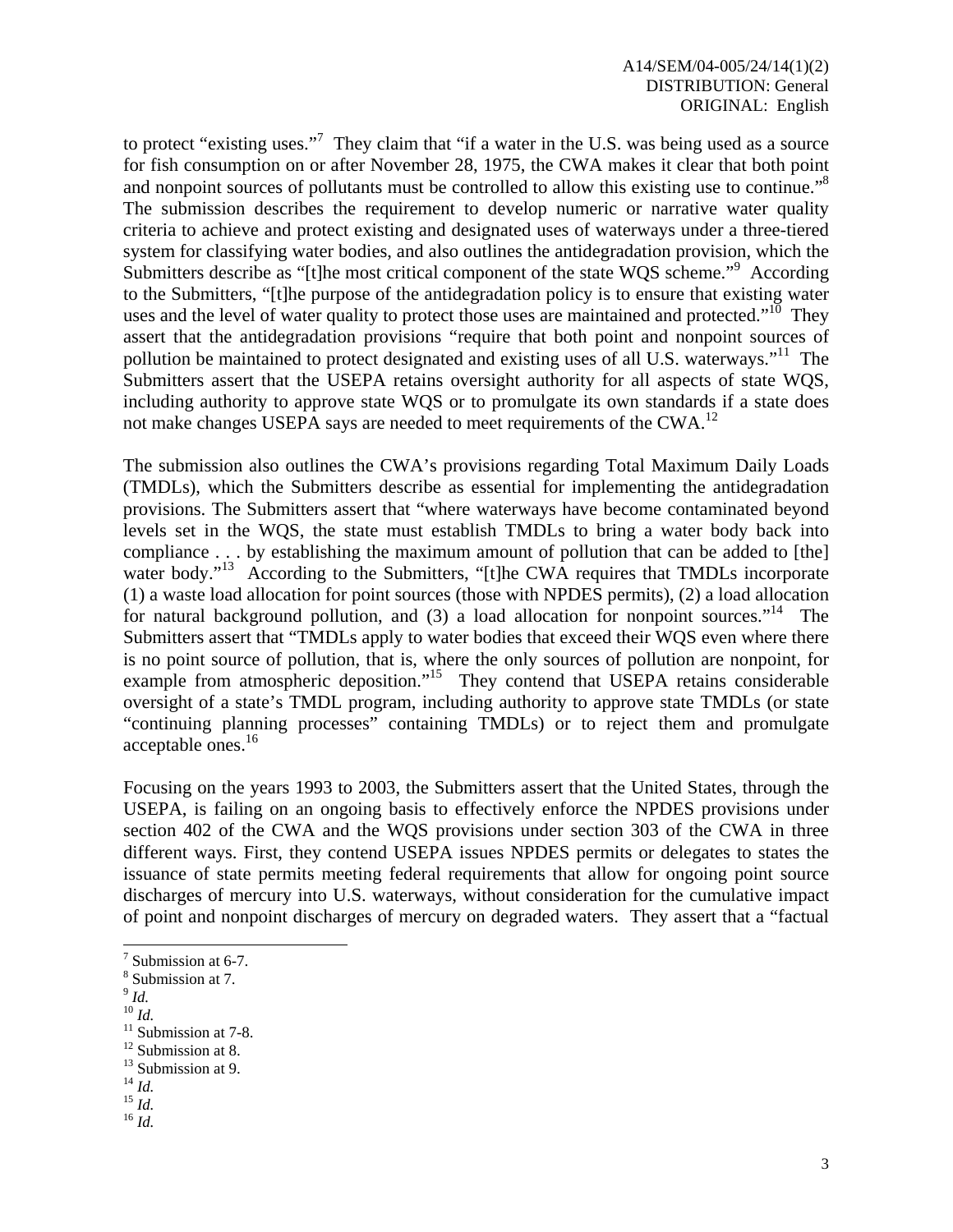to protect "existing uses."[7] They claim that "if a water in the U.S. was being used as a source for fish consumption on or after November 28, 1975, the CWA makes it clear that both point and nonpoint sources of pollutants must be controlled to allow this existing use to continue."[8] The submission describes the requirement to develop numeric or narrative water quality criteria to achieve and protect existing and designated uses of waterways under a three-tiered system for classifying water bodies, and also outlines the antidegradation provision, which the Submitters describe as "[t]he most critical component of the state WQS scheme."[9] According to the Submitters, "[t]he purpose of the antidegradation policy is to ensure that existing water uses and the level of water quality to protect those uses are maintained and protected."[10] They assert that the antidegradation provisions "require that both point and nonpoint sources of pollution be maintained to protect designated and existing uses of all U.S. waterways."[11] The Submitters assert that the USEPA retains oversight authority for all aspects of state WQS, including authority to approve state WQS or to promulgate its own standards if a state does not make changes USEPA says are needed to meet requirements of the CWA.[12]

The submission also outlines the CWA's provisions regarding Total Maximum Daily Loads (TMDLs), which the Submitters describe as essential for implementing the antidegradation provisions. The Submitters assert that "where waterways have become contaminated beyond levels set in the WQS, the state must establish TMDLs to bring a water body back into compliance . . . by establishing the maximum amount of pollution that can be added to [the] water body."[13] According to the Submitters, "[t]he CWA requires that TMDLs incorporate (1) a waste load allocation for point sources (those with NPDES permits), (2) a load allocation for natural background pollution, and (3) a load allocation for nonpoint sources."[14] The Submitters assert that "TMDLs apply to water bodies that exceed their WQS even where there is no point source of pollution, that is, where the only sources of pollution are nonpoint, for example from atmospheric deposition."[15] They contend that USEPA retains considerable oversight of a state's TMDL program, including authority to approve state TMDLs (or state "continuing planning processes" containing TMDLs) or to reject them and promulgate acceptable ones.[16]

Focusing on the years 1993 to 2003, the Submitters assert that the United States, through the USEPA, is failing on an ongoing basis to effectively enforce the NPDES provisions under section 402 of the CWA and the WQS provisions under section 303 of the CWA in three different ways. First, they contend USEPA issues NPDES permits or delegates to states the issuance of state permits meeting federal requirements that allow for ongoing point source discharges of mercury into U.S. waterways, without consideration for the cumulative impact of point and nonpoint discharges of mercury on degraded waters. They assert that a "factual

---

[7] Submission at 6-7.
[8] Submission at 7.
[9] *Id.*
[10] *Id.*
[11] Submission at 7-8.
[12] Submission at 8.
[13] Submission at 9.
[14] *Id.*
[15] *Id.*
[16] *Id.*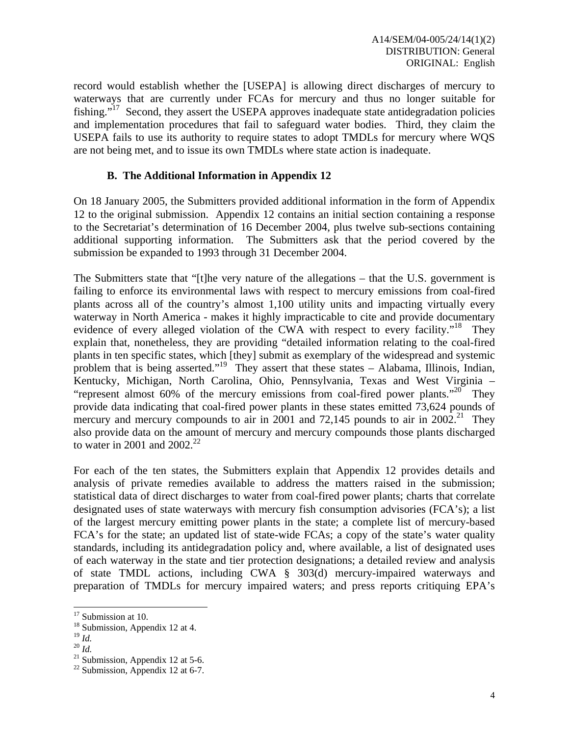record would establish whether the [USEPA] is allowing direct discharges of mercury to waterways that are currently under FCAs for mercury and thus no longer suitable for fishing."[17] Second, they assert the USEPA approves inadequate state antidegradation policies and implementation procedures that fail to safeguard water bodies. Third, they claim the USEPA fails to use its authority to require states to adopt TMDLs for mercury where WQS are not being met, and to issue its own TMDLs where state action is inadequate.

### B. The Additional Information in Appendix 12

On 18 January 2005, the Submitters provided additional information in the form of Appendix 12 to the original submission. Appendix 12 contains an initial section containing a response to the Secretariat's determination of 16 December 2004, plus twelve sub-sections containing additional supporting information. The Submitters ask that the period covered by the submission be expanded to 1993 through 31 December 2004.

The Submitters state that "[t]he very nature of the allegations – that the U.S. government is failing to enforce its environmental laws with respect to mercury emissions from coal-fired plants across all of the country's almost 1,100 utility units and impacting virtually every waterway in North America - makes it highly impracticable to cite and provide documentary evidence of every alleged violation of the CWA with respect to every facility."[18] They explain that, nonetheless, they are providing "detailed information relating to the coal-fired plants in ten specific states, which [they] submit as exemplary of the widespread and systemic problem that is being asserted."[19] They assert that these states – Alabama, Illinois, Indian, Kentucky, Michigan, North Carolina, Ohio, Pennsylvania, Texas and West Virginia – "represent almost 60% of the mercury emissions from coal-fired power plants."[20] They provide data indicating that coal-fired power plants in these states emitted 73,624 pounds of mercury and mercury compounds to air in 2001 and 72,145 pounds to air in 2002.[21] They also provide data on the amount of mercury and mercury compounds those plants discharged to water in 2001 and 2002.[22]

For each of the ten states, the Submitters explain that Appendix 12 provides details and analysis of private remedies available to address the matters raised in the submission; statistical data of direct discharges to water from coal-fired power plants; charts that correlate designated uses of state waterways with mercury fish consumption advisories (FCA's); a list of the largest mercury emitting power plants in the state; a complete list of mercury-based FCA's for the state; an updated list of state-wide FCAs; a copy of the state's water quality standards, including its antidegradation policy and, where available, a list of designated uses of each waterway in the state and tier protection designations; a detailed review and analysis of state TMDL actions, including CWA § 303(d) mercury-impaired waterways and preparation of TMDLs for mercury impaired waters; and press reports critiquing EPA's

---

[17] Submission at 10.
[18] Submission, Appendix 12 at 4.
[19] *Id.*
[20] *Id.*
[21] Submission, Appendix 12 at 5-6.
[22] Submission, Appendix 12 at 6-7.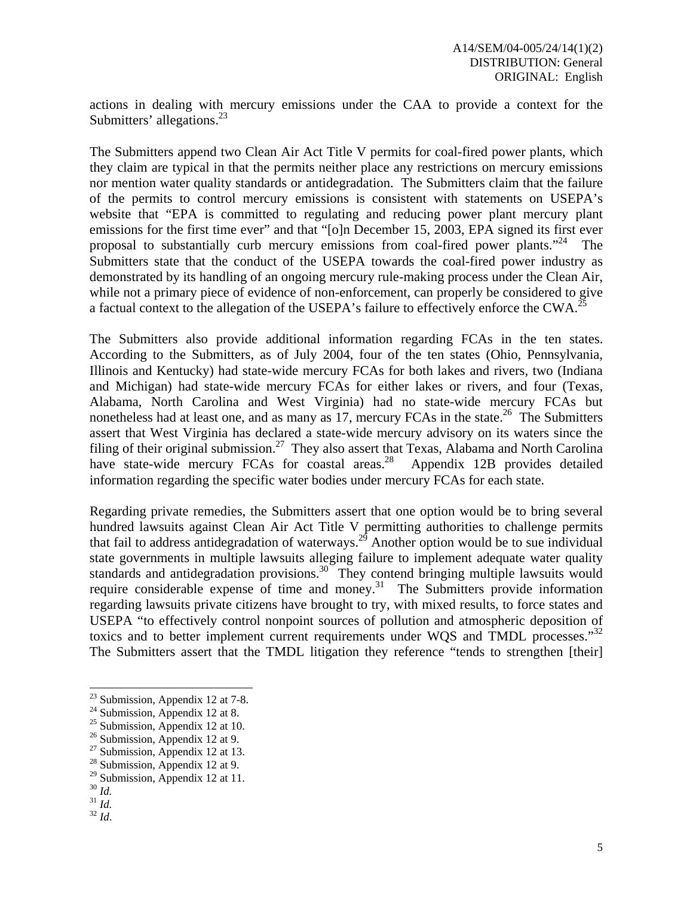actions in dealing with mercury emissions under the CAA to provide a context for the Submitters' allegations.[23]

The Submitters append two Clean Air Act Title V permits for coal-fired power plants, which they claim are typical in that the permits neither place any restrictions on mercury emissions nor mention water quality standards or antidegradation. The Submitters claim that the failure of the permits to control mercury emissions is consistent with statements on USEPA's website that "EPA is committed to regulating and reducing power plant mercury plant emissions for the first time ever" and that "[o]n December 15, 2003, EPA signed its first ever proposal to substantially curb mercury emissions from coal-fired power plants."[24] The Submitters state that the conduct of the USEPA towards the coal-fired power industry as demonstrated by its handling of an ongoing mercury rule-making process under the Clean Air, while not a primary piece of evidence of non-enforcement, can properly be considered to give a factual context to the allegation of the USEPA's failure to effectively enforce the CWA.[25]

The Submitters also provide additional information regarding FCAs in the ten states. According to the Submitters, as of July 2004, four of the ten states (Ohio, Pennsylvania, Illinois and Kentucky) had state-wide mercury FCAs for both lakes and rivers, two (Indiana and Michigan) had state-wide mercury FCAs for either lakes or rivers, and four (Texas, Alabama, North Carolina and West Virginia) had no state-wide mercury FCAs but nonetheless had at least one, and as many as 17, mercury FCAs in the state.[26] The Submitters assert that West Virginia has declared a state-wide mercury advisory on its waters since the filing of their original submission.[27] They also assert that Texas, Alabama and North Carolina have state-wide mercury FCAs for coastal areas.[28] Appendix 12B provides detailed information regarding the specific water bodies under mercury FCAs for each state.

Regarding private remedies, the Submitters assert that one option would be to bring several hundred lawsuits against Clean Air Act Title V permitting authorities to challenge permits that fail to address antidegradation of waterways.[29] Another option would be to sue individual state governments in multiple lawsuits alleging failure to implement adequate water quality standards and antidegradation provisions.[30] They contend bringing multiple lawsuits would require considerable expense of time and money.[31] The Submitters provide information regarding lawsuits private citizens have brought to try, with mixed results, to force states and USEPA "to effectively control nonpoint sources of pollution and atmospheric deposition of toxics and to better implement current requirements under WQS and TMDL processes."[32] The Submitters assert that the TMDL litigation they reference "tends to strengthen [their]

---

[23] Submission, Appendix 12 at 7-8.
[24] Submission, Appendix 12 at 8.
[25] Submission, Appendix 12 at 10.
[26] Submission, Appendix 12 at 9.
[27] Submission, Appendix 12 at 13.
[28] Submission, Appendix 12 at 9.
[29] Submission, Appendix 12 at 11.
[30] *Id.*
[31] *Id.*
[32] *Id*.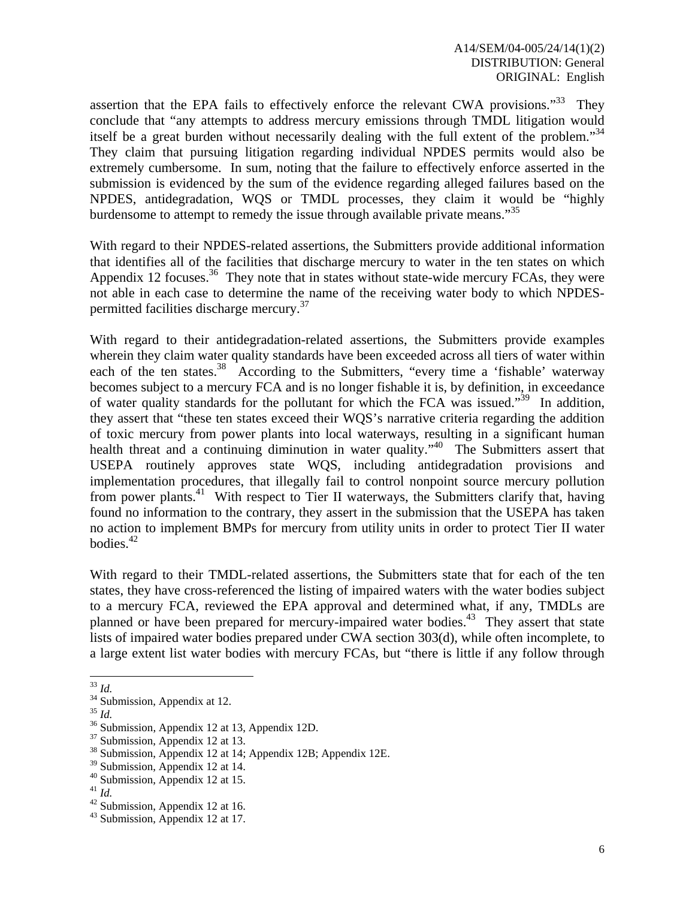assertion that the EPA fails to effectively enforce the relevant CWA provisions."[33] They conclude that "any attempts to address mercury emissions through TMDL litigation would itself be a great burden without necessarily dealing with the full extent of the problem."[34] They claim that pursuing litigation regarding individual NPDES permits would also be extremely cumbersome. In sum, noting that the failure to effectively enforce asserted in the submission is evidenced by the sum of the evidence regarding alleged failures based on the NPDES, antidegradation, WQS or TMDL processes, they claim it would be "highly burdensome to attempt to remedy the issue through available private means."[35]

With regard to their NPDES-related assertions, the Submitters provide additional information that identifies all of the facilities that discharge mercury to water in the ten states on which Appendix 12 focuses.[36] They note that in states without state-wide mercury FCAs, they were not able in each case to determine the name of the receiving water body to which NPDES-permitted facilities discharge mercury.[37]

With regard to their antidegradation-related assertions, the Submitters provide examples wherein they claim water quality standards have been exceeded across all tiers of water within each of the ten states.[38] According to the Submitters, "every time a 'fishable' waterway becomes subject to a mercury FCA and is no longer fishable it is, by definition, in exceedance of water quality standards for the pollutant for which the FCA was issued."[39] In addition, they assert that "these ten states exceed their WQS's narrative criteria regarding the addition of toxic mercury from power plants into local waterways, resulting in a significant human health threat and a continuing diminution in water quality."[40] The Submitters assert that USEPA routinely approves state WQS, including antidegradation provisions and implementation procedures, that illegally fail to control nonpoint source mercury pollution from power plants.[41] With respect to Tier II waterways, the Submitters clarify that, having found no information to the contrary, they assert in the submission that the USEPA has taken no action to implement BMPs for mercury from utility units in order to protect Tier II water bodies.[42]

With regard to their TMDL-related assertions, the Submitters state that for each of the ten states, they have cross-referenced the listing of impaired waters with the water bodies subject to a mercury FCA, reviewed the EPA approval and determined what, if any, TMDLs are planned or have been prepared for mercury-impaired water bodies.[43] They assert that state lists of impaired water bodies prepared under CWA section 303(d), while often incomplete, to a large extent list water bodies with mercury FCAs, but "there is little if any follow through

---

[33] *Id.*

[34] Submission, Appendix at 12.

[35] *Id.*

[36] Submission, Appendix 12 at 13, Appendix 12D.

[37] Submission, Appendix 12 at 13.

[38] Submission, Appendix 12 at 14; Appendix 12B; Appendix 12E.

[39] Submission, Appendix 12 at 14.

[40] Submission, Appendix 12 at 15.

[41] *Id.*

[42] Submission, Appendix 12 at 16.

[43] Submission, Appendix 12 at 17.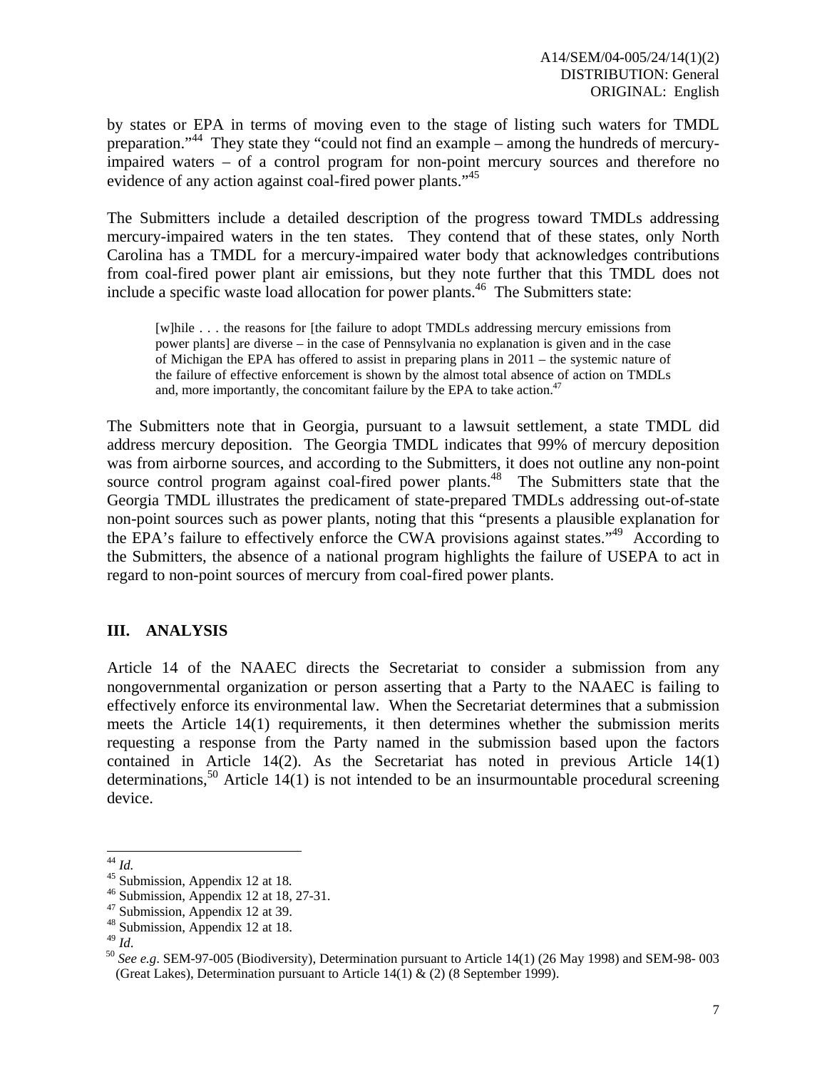by states or EPA in terms of moving even to the stage of listing such waters for TMDL preparation."[44] They state they "could not find an example – among the hundreds of mercury-impaired waters – of a control program for non-point mercury sources and therefore no evidence of any action against coal-fired power plants."[45]

The Submitters include a detailed description of the progress toward TMDLs addressing mercury-impaired waters in the ten states. They contend that of these states, only North Carolina has a TMDL for a mercury-impaired water body that acknowledges contributions from coal-fired power plant air emissions, but they note further that this TMDL does not include a specific waste load allocation for power plants.[46] The Submitters state:

> [w]hile . . . the reasons for [the failure to adopt TMDLs addressing mercury emissions from power plants] are diverse – in the case of Pennsylvania no explanation is given and in the case of Michigan the EPA has offered to assist in preparing plans in 2011 – the systemic nature of the failure of effective enforcement is shown by the almost total absence of action on TMDLs and, more importantly, the concomitant failure by the EPA to take action.[47]

The Submitters note that in Georgia, pursuant to a lawsuit settlement, a state TMDL did address mercury deposition. The Georgia TMDL indicates that 99% of mercury deposition was from airborne sources, and according to the Submitters, it does not outline any non-point source control program against coal-fired power plants.[48] The Submitters state that the Georgia TMDL illustrates the predicament of state-prepared TMDLs addressing out-of-state non-point sources such as power plants, noting that this "presents a plausible explanation for the EPA's failure to effectively enforce the CWA provisions against states."[49] According to the Submitters, the absence of a national program highlights the failure of USEPA to act in regard to non-point sources of mercury from coal-fired power plants.

## III. ANALYSIS

Article 14 of the NAAEC directs the Secretariat to consider a submission from any nongovernmental organization or person asserting that a Party to the NAAEC is failing to effectively enforce its environmental law. When the Secretariat determines that a submission meets the Article 14(1) requirements, it then determines whether the submission merits requesting a response from the Party named in the submission based upon the factors contained in Article 14(2). As the Secretariat has noted in previous Article 14(1) determinations,[50] Article 14(1) is not intended to be an insurmountable procedural screening device.

---

[44] *Id.*

[45] Submission, Appendix 12 at 18.

[46] Submission, Appendix 12 at 18, 27-31.

[47] Submission, Appendix 12 at 39.

[48] Submission, Appendix 12 at 18.

[49] *Id*.

[50] *See e.g*. SEM-97-005 (Biodiversity), Determination pursuant to Article 14(1) (26 May 1998) and SEM-98- 003 (Great Lakes), Determination pursuant to Article 14(1) & (2) (8 September 1999).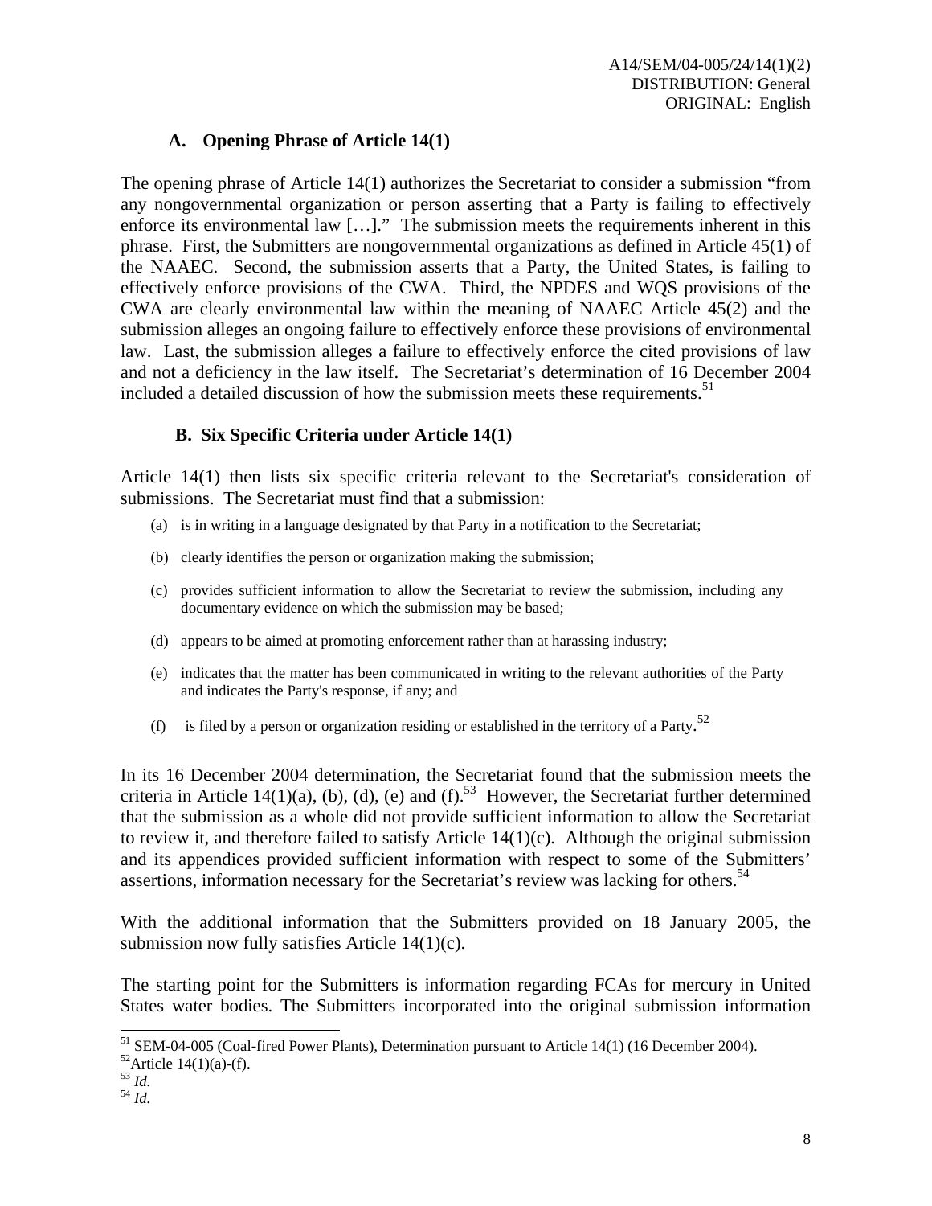### A. Opening Phrase of Article 14(1)

The opening phrase of Article 14(1) authorizes the Secretariat to consider a submission "from any nongovernmental organization or person asserting that a Party is failing to effectively enforce its environmental law […]." The submission meets the requirements inherent in this phrase. First, the Submitters are nongovernmental organizations as defined in Article 45(1) of the NAAEC. Second, the submission asserts that a Party, the United States, is failing to effectively enforce provisions of the CWA. Third, the NPDES and WQS provisions of the CWA are clearly environmental law within the meaning of NAAEC Article 45(2) and the submission alleges an ongoing failure to effectively enforce these provisions of environmental law. Last, the submission alleges a failure to effectively enforce the cited provisions of law and not a deficiency in the law itself. The Secretariat's determination of 16 December 2004 included a detailed discussion of how the submission meets these requirements.[51]

### B. Six Specific Criteria under Article 14(1)

Article 14(1) then lists six specific criteria relevant to the Secretariat's consideration of submissions. The Secretariat must find that a submission:

(a) is in writing in a language designated by that Party in a notification to the Secretariat;

(b) clearly identifies the person or organization making the submission;

(c) provides sufficient information to allow the Secretariat to review the submission, including any documentary evidence on which the submission may be based;

(d) appears to be aimed at promoting enforcement rather than at harassing industry;

(e) indicates that the matter has been communicated in writing to the relevant authorities of the Party and indicates the Party's response, if any; and

(f) is filed by a person or organization residing or established in the territory of a Party.[52]

In its 16 December 2004 determination, the Secretariat found that the submission meets the criteria in Article 14(1)(a), (b), (d), (e) and (f).[53] However, the Secretariat further determined that the submission as a whole did not provide sufficient information to allow the Secretariat to review it, and therefore failed to satisfy Article 14(1)(c). Although the original submission and its appendices provided sufficient information with respect to some of the Submitters' assertions, information necessary for the Secretariat's review was lacking for others.[54]

With the additional information that the Submitters provided on 18 January 2005, the submission now fully satisfies Article 14(1)(c).

The starting point for the Submitters is information regarding FCAs for mercury in United States water bodies. The Submitters incorporated into the original submission information

---

[51] SEM-04-005 (Coal-fired Power Plants), Determination pursuant to Article 14(1) (16 December 2004).

[52] Article 14(1)(a)-(f).

[53] *Id.*

[54] *Id.*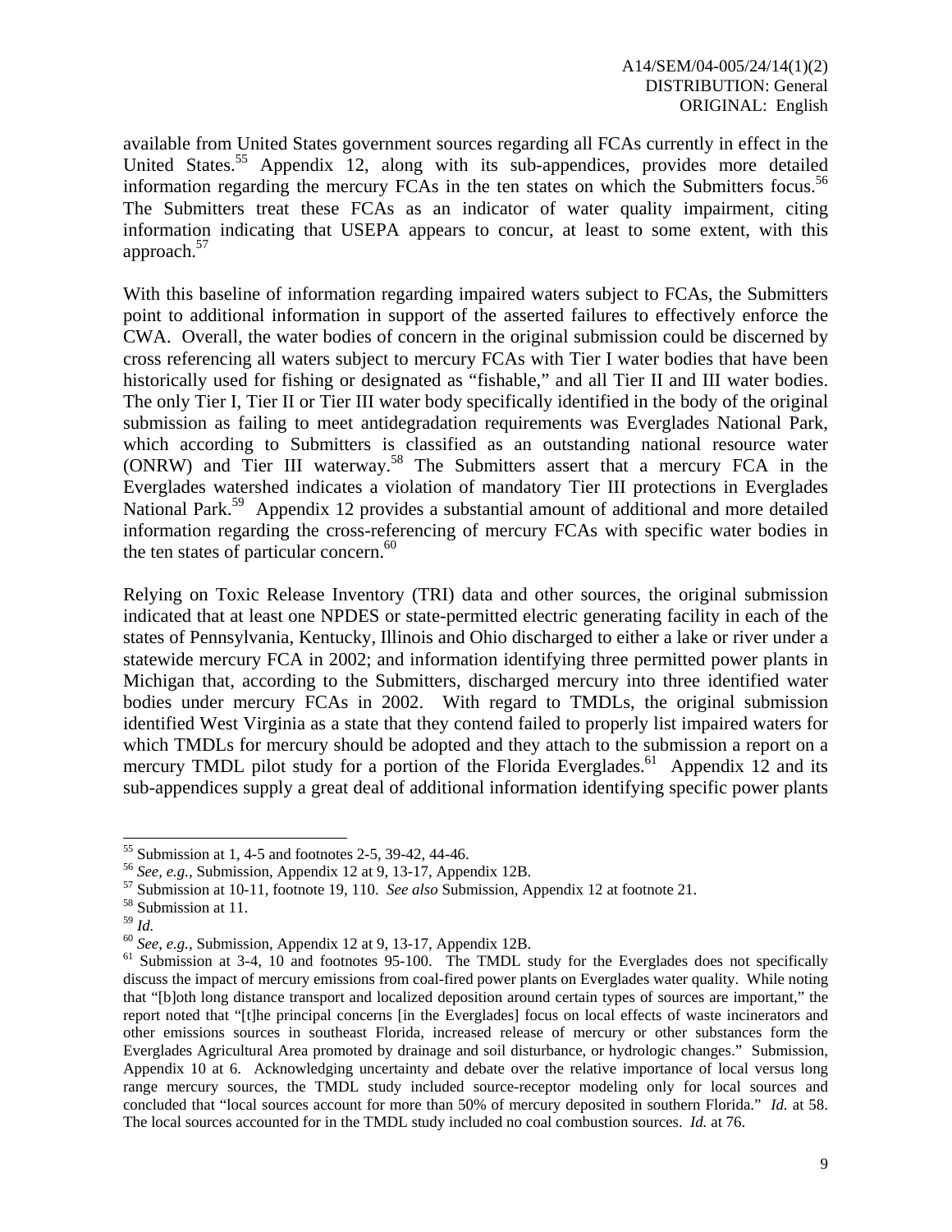available from United States government sources regarding all FCAs currently in effect in the United States.[55] Appendix 12, along with its sub-appendices, provides more detailed information regarding the mercury FCAs in the ten states on which the Submitters focus.[56] The Submitters treat these FCAs as an indicator of water quality impairment, citing information indicating that USEPA appears to concur, at least to some extent, with this approach.[57]

With this baseline of information regarding impaired waters subject to FCAs, the Submitters point to additional information in support of the asserted failures to effectively enforce the CWA. Overall, the water bodies of concern in the original submission could be discerned by cross referencing all waters subject to mercury FCAs with Tier I water bodies that have been historically used for fishing or designated as "fishable," and all Tier II and III water bodies. The only Tier I, Tier II or Tier III water body specifically identified in the body of the original submission as failing to meet antidegradation requirements was Everglades National Park, which according to Submitters is classified as an outstanding national resource water (ONRW) and Tier III waterway.[58] The Submitters assert that a mercury FCA in the Everglades watershed indicates a violation of mandatory Tier III protections in Everglades National Park.[59] Appendix 12 provides a substantial amount of additional and more detailed information regarding the cross-referencing of mercury FCAs with specific water bodies in the ten states of particular concern.[60]

Relying on Toxic Release Inventory (TRI) data and other sources, the original submission indicated that at least one NPDES or state-permitted electric generating facility in each of the states of Pennsylvania, Kentucky, Illinois and Ohio discharged to either a lake or river under a statewide mercury FCA in 2002; and information identifying three permitted power plants in Michigan that, according to the Submitters, discharged mercury into three identified water bodies under mercury FCAs in 2002. With regard to TMDLs, the original submission identified West Virginia as a state that they contend failed to properly list impaired waters for which TMDLs for mercury should be adopted and they attach to the submission a report on a mercury TMDL pilot study for a portion of the Florida Everglades.[61] Appendix 12 and its sub-appendices supply a great deal of additional information identifying specific power plants

---

[55] Submission at 1, 4-5 and footnotes 2-5, 39-42, 44-46.

[56] *See, e.g.,* Submission, Appendix 12 at 9, 13-17, Appendix 12B.

[57] Submission at 10-11, footnote 19, 110. *See also* Submission, Appendix 12 at footnote 21.

[58] Submission at 11.

[59] *Id.*

[60] *See, e.g.,* Submission, Appendix 12 at 9, 13-17, Appendix 12B.

[61] Submission at 3-4, 10 and footnotes 95-100. The TMDL study for the Everglades does not specifically discuss the impact of mercury emissions from coal-fired power plants on Everglades water quality. While noting that "[b]oth long distance transport and localized deposition around certain types of sources are important," the report noted that "[t]he principal concerns [in the Everglades] focus on local effects of waste incinerators and other emissions sources in southeast Florida, increased release of mercury or other substances form the Everglades Agricultural Area promoted by drainage and soil disturbance, or hydrologic changes." Submission, Appendix 10 at 6. Acknowledging uncertainty and debate over the relative importance of local versus long range mercury sources, the TMDL study included source-receptor modeling only for local sources and concluded that "local sources account for more than 50% of mercury deposited in southern Florida." *Id.* at 58. The local sources accounted for in the TMDL study included no coal combustion sources. *Id.* at 76.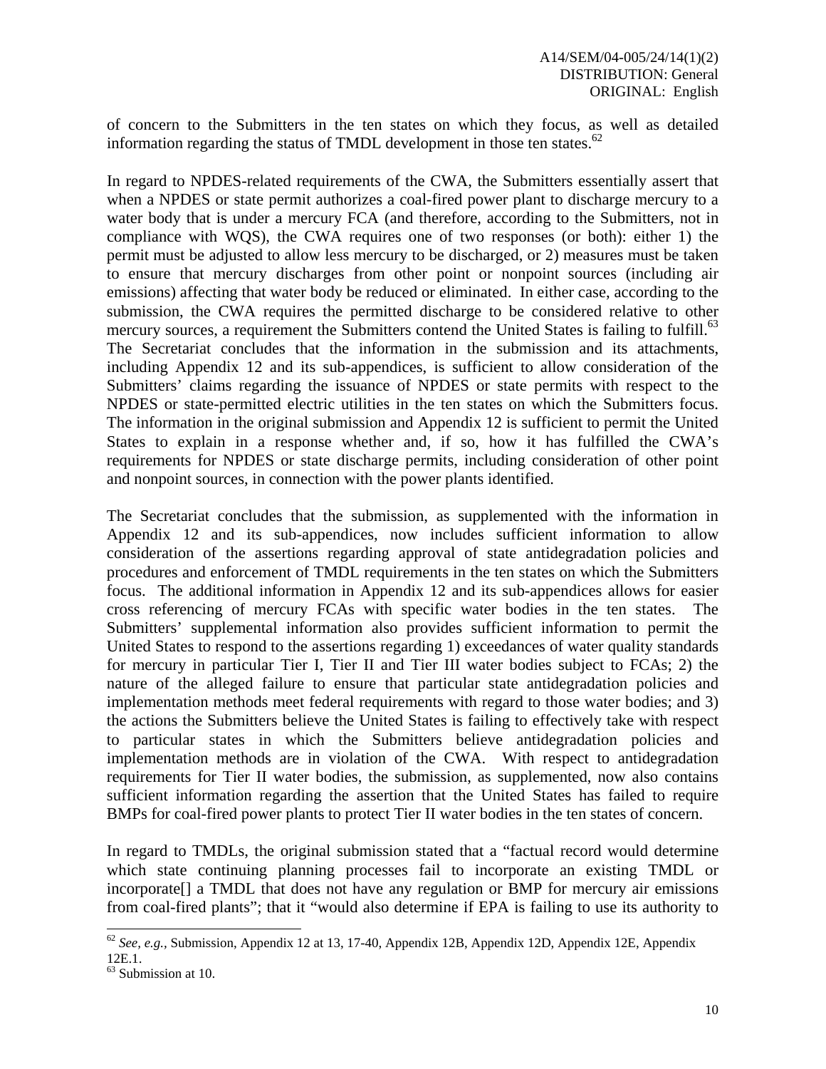of concern to the Submitters in the ten states on which they focus, as well as detailed information regarding the status of TMDL development in those ten states.[62]

In regard to NPDES-related requirements of the CWA, the Submitters essentially assert that when a NPDES or state permit authorizes a coal-fired power plant to discharge mercury to a water body that is under a mercury FCA (and therefore, according to the Submitters, not in compliance with WQS), the CWA requires one of two responses (or both): either 1) the permit must be adjusted to allow less mercury to be discharged, or 2) measures must be taken to ensure that mercury discharges from other point or nonpoint sources (including air emissions) affecting that water body be reduced or eliminated. In either case, according to the submission, the CWA requires the permitted discharge to be considered relative to other mercury sources, a requirement the Submitters contend the United States is failing to fulfill.[63] The Secretariat concludes that the information in the submission and its attachments, including Appendix 12 and its sub-appendices, is sufficient to allow consideration of the Submitters' claims regarding the issuance of NPDES or state permits with respect to the NPDES or state-permitted electric utilities in the ten states on which the Submitters focus. The information in the original submission and Appendix 12 is sufficient to permit the United States to explain in a response whether and, if so, how it has fulfilled the CWA's requirements for NPDES or state discharge permits, including consideration of other point and nonpoint sources, in connection with the power plants identified.

The Secretariat concludes that the submission, as supplemented with the information in Appendix 12 and its sub-appendices, now includes sufficient information to allow consideration of the assertions regarding approval of state antidegradation policies and procedures and enforcement of TMDL requirements in the ten states on which the Submitters focus. The additional information in Appendix 12 and its sub-appendices allows for easier cross referencing of mercury FCAs with specific water bodies in the ten states. The Submitters' supplemental information also provides sufficient information to permit the United States to respond to the assertions regarding 1) exceedances of water quality standards for mercury in particular Tier I, Tier II and Tier III water bodies subject to FCAs; 2) the nature of the alleged failure to ensure that particular state antidegradation policies and implementation methods meet federal requirements with regard to those water bodies; and 3) the actions the Submitters believe the United States is failing to effectively take with respect to particular states in which the Submitters believe antidegradation policies and implementation methods are in violation of the CWA. With respect to antidegradation requirements for Tier II water bodies, the submission, as supplemented, now also contains sufficient information regarding the assertion that the United States has failed to require BMPs for coal-fired power plants to protect Tier II water bodies in the ten states of concern.

In regard to TMDLs, the original submission stated that a "factual record would determine which state continuing planning processes fail to incorporate an existing TMDL or incorporate[] a TMDL that does not have any regulation or BMP for mercury air emissions from coal-fired plants"; that it "would also determine if EPA is failing to use its authority to

---

[62] *See, e.g.,* Submission, Appendix 12 at 13, 17-40, Appendix 12B, Appendix 12D, Appendix 12E, Appendix 12E.1.

[63] Submission at 10.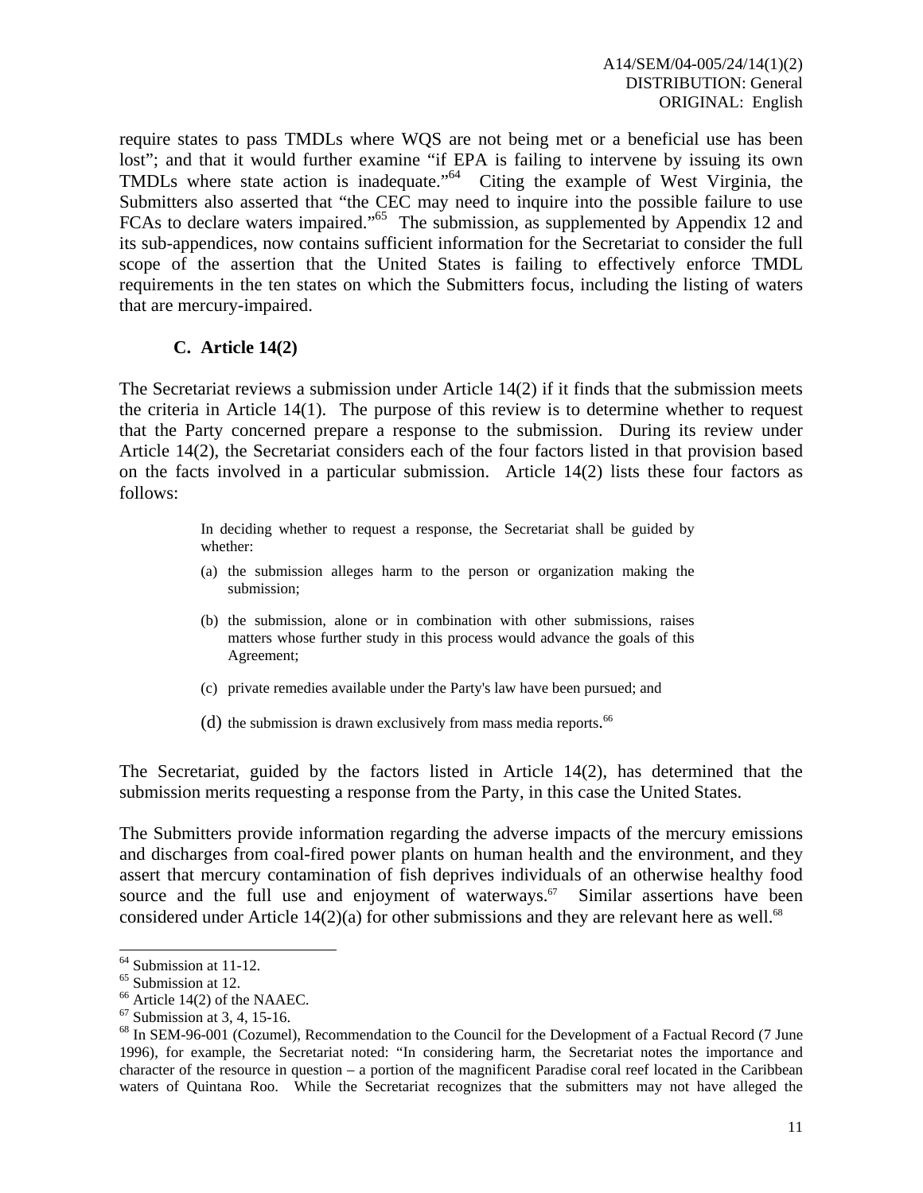require states to pass TMDLs where WQS are not being met or a beneficial use has been lost"; and that it would further examine "if EPA is failing to intervene by issuing its own TMDLs where state action is inadequate."[64] Citing the example of West Virginia, the Submitters also asserted that "the CEC may need to inquire into the possible failure to use FCAs to declare waters impaired."[65] The submission, as supplemented by Appendix 12 and its sub-appendices, now contains sufficient information for the Secretariat to consider the full scope of the assertion that the United States is failing to effectively enforce TMDL requirements in the ten states on which the Submitters focus, including the listing of waters that are mercury-impaired.

### C. Article 14(2)

The Secretariat reviews a submission under Article 14(2) if it finds that the submission meets the criteria in Article 14(1). The purpose of this review is to determine whether to request that the Party concerned prepare a response to the submission. During its review under Article 14(2), the Secretariat considers each of the four factors listed in that provision based on the facts involved in a particular submission. Article 14(2) lists these four factors as follows:

> In deciding whether to request a response, the Secretariat shall be guided by whether:
>
> (a) the submission alleges harm to the person or organization making the submission;
>
> (b) the submission, alone or in combination with other submissions, raises matters whose further study in this process would advance the goals of this Agreement;
>
> (c) private remedies available under the Party's law have been pursued; and
>
> (d) the submission is drawn exclusively from mass media reports.[66]

The Secretariat, guided by the factors listed in Article 14(2), has determined that the submission merits requesting a response from the Party, in this case the United States.

The Submitters provide information regarding the adverse impacts of the mercury emissions and discharges from coal-fired power plants on human health and the environment, and they assert that mercury contamination of fish deprives individuals of an otherwise healthy food source and the full use and enjoyment of waterways.[67] Similar assertions have been considered under Article 14(2)(a) for other submissions and they are relevant here as well.[68]

---

[64] Submission at 11-12.

[65] Submission at 12.

[66] Article 14(2) of the NAAEC.

[67] Submission at 3, 4, 15-16.

[68] In SEM-96-001 (Cozumel), Recommendation to the Council for the Development of a Factual Record (7 June 1996), for example, the Secretariat noted: "In considering harm, the Secretariat notes the importance and character of the resource in question – a portion of the magnificent Paradise coral reef located in the Caribbean waters of Quintana Roo. While the Secretariat recognizes that the submitters may not have alleged the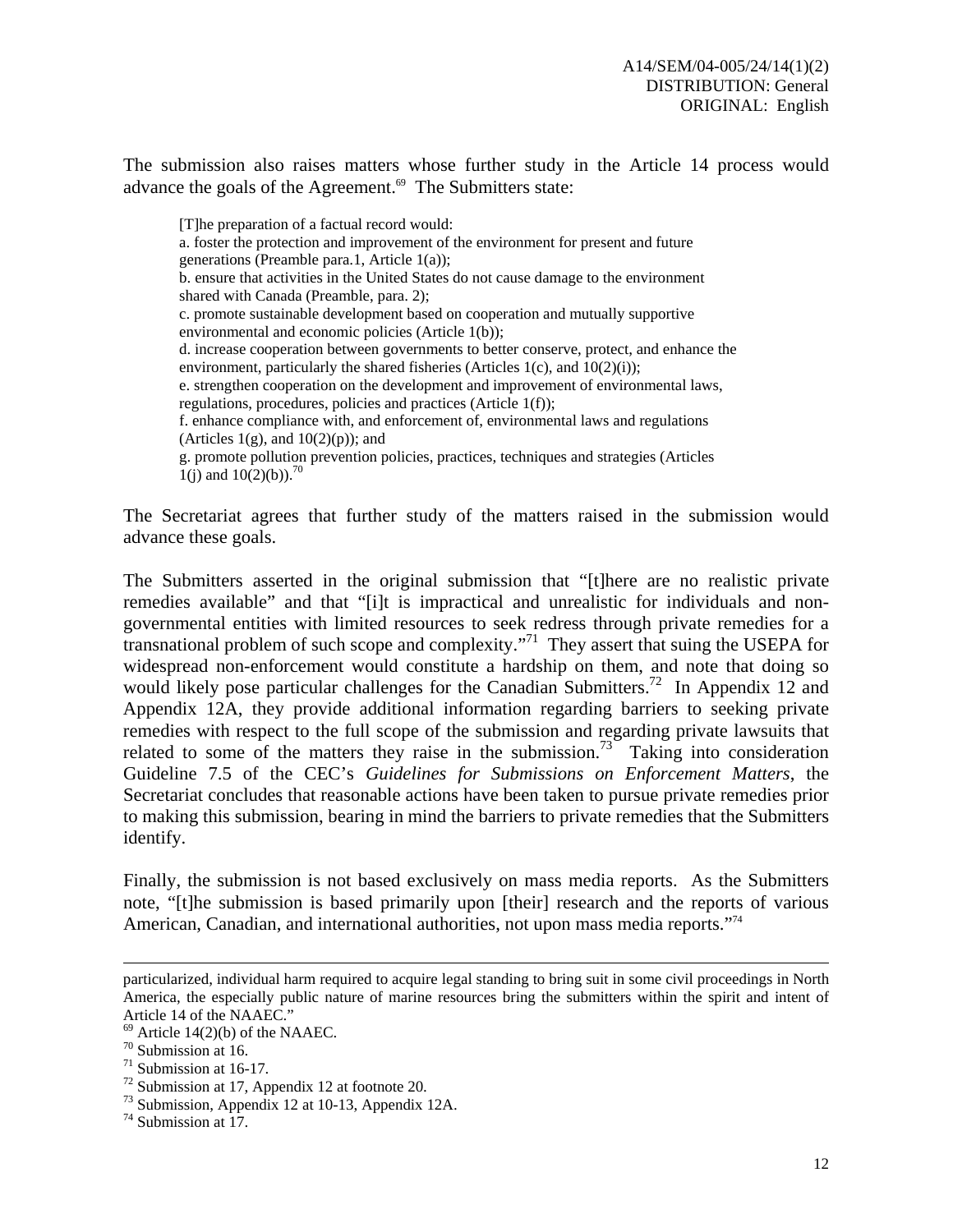The submission also raises matters whose further study in the Article 14 process would advance the goals of the Agreement.[69] The Submitters state:

> [T]he preparation of a factual record would:
> a. foster the protection and improvement of the environment for present and future generations (Preamble para.1, Article 1(a));
> b. ensure that activities in the United States do not cause damage to the environment shared with Canada (Preamble, para. 2);
> c. promote sustainable development based on cooperation and mutually supportive environmental and economic policies (Article 1(b));
> d. increase cooperation between governments to better conserve, protect, and enhance the environment, particularly the shared fisheries (Articles 1(c), and 10(2)(i));
> e. strengthen cooperation on the development and improvement of environmental laws, regulations, procedures, policies and practices (Article 1(f));
> f. enhance compliance with, and enforcement of, environmental laws and regulations (Articles 1(g), and 10(2)(p)); and
> g. promote pollution prevention policies, practices, techniques and strategies (Articles 1(j) and 10(2)(b)).[70]

The Secretariat agrees that further study of the matters raised in the submission would advance these goals.

The Submitters asserted in the original submission that "[t]here are no realistic private remedies available" and that "[i]t is impractical and unrealistic for individuals and non-governmental entities with limited resources to seek redress through private remedies for a transnational problem of such scope and complexity."[71] They assert that suing the USEPA for widespread non-enforcement would constitute a hardship on them, and note that doing so would likely pose particular challenges for the Canadian Submitters.[72] In Appendix 12 and Appendix 12A, they provide additional information regarding barriers to seeking private remedies with respect to the full scope of the submission and regarding private lawsuits that related to some of the matters they raise in the submission.[73] Taking into consideration Guideline 7.5 of the CEC's *Guidelines for Submissions on Enforcement Matters*, the Secretariat concludes that reasonable actions have been taken to pursue private remedies prior to making this submission, bearing in mind the barriers to private remedies that the Submitters identify.

Finally, the submission is not based exclusively on mass media reports. As the Submitters note, "[t]he submission is based primarily upon [their] research and the reports of various American, Canadian, and international authorities, not upon mass media reports."[74]

---

particularized, individual harm required to acquire legal standing to bring suit in some civil proceedings in North America, the especially public nature of marine resources bring the submitters within the spirit and intent of Article 14 of the NAAEC."

[69] Article 14(2)(b) of the NAAEC.

[70] Submission at 16.

[71] Submission at 16-17.

[72] Submission at 17, Appendix 12 at footnote 20.

[73] Submission, Appendix 12 at 10-13, Appendix 12A.

[74] Submission at 17.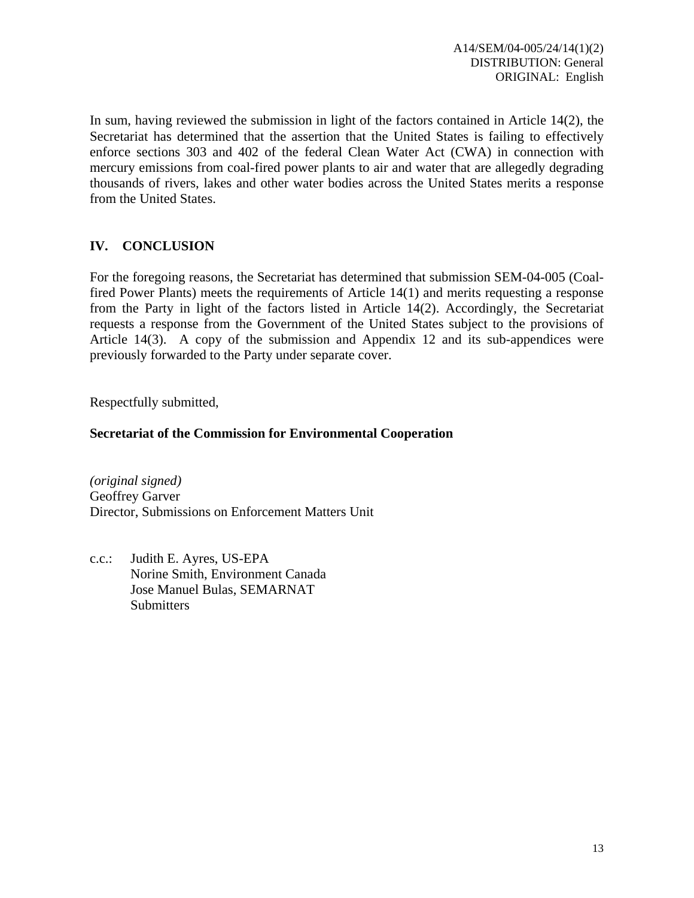In sum, having reviewed the submission in light of the factors contained in Article 14(2), the Secretariat has determined that the assertion that the United States is failing to effectively enforce sections 303 and 402 of the federal Clean Water Act (CWA) in connection with mercury emissions from coal-fired power plants to air and water that are allegedly degrading thousands of rivers, lakes and other water bodies across the United States merits a response from the United States.

## IV. CONCLUSION

For the foregoing reasons, the Secretariat has determined that submission SEM-04-005 (Coal-fired Power Plants) meets the requirements of Article 14(1) and merits requesting a response from the Party in light of the factors listed in Article 14(2). Accordingly, the Secretariat requests a response from the Government of the United States subject to the provisions of Article 14(3). A copy of the submission and Appendix 12 and its sub-appendices were previously forwarded to the Party under separate cover.

Respectfully submitted,

**Secretariat of the Commission for Environmental Cooperation**

*(original signed)*
Geoffrey Garver
Director, Submissions on Enforcement Matters Unit

c.c.: Judith E. Ayres, US-EPA
Norine Smith, Environment Canada
Jose Manuel Bulas, SEMARNAT
Submitters